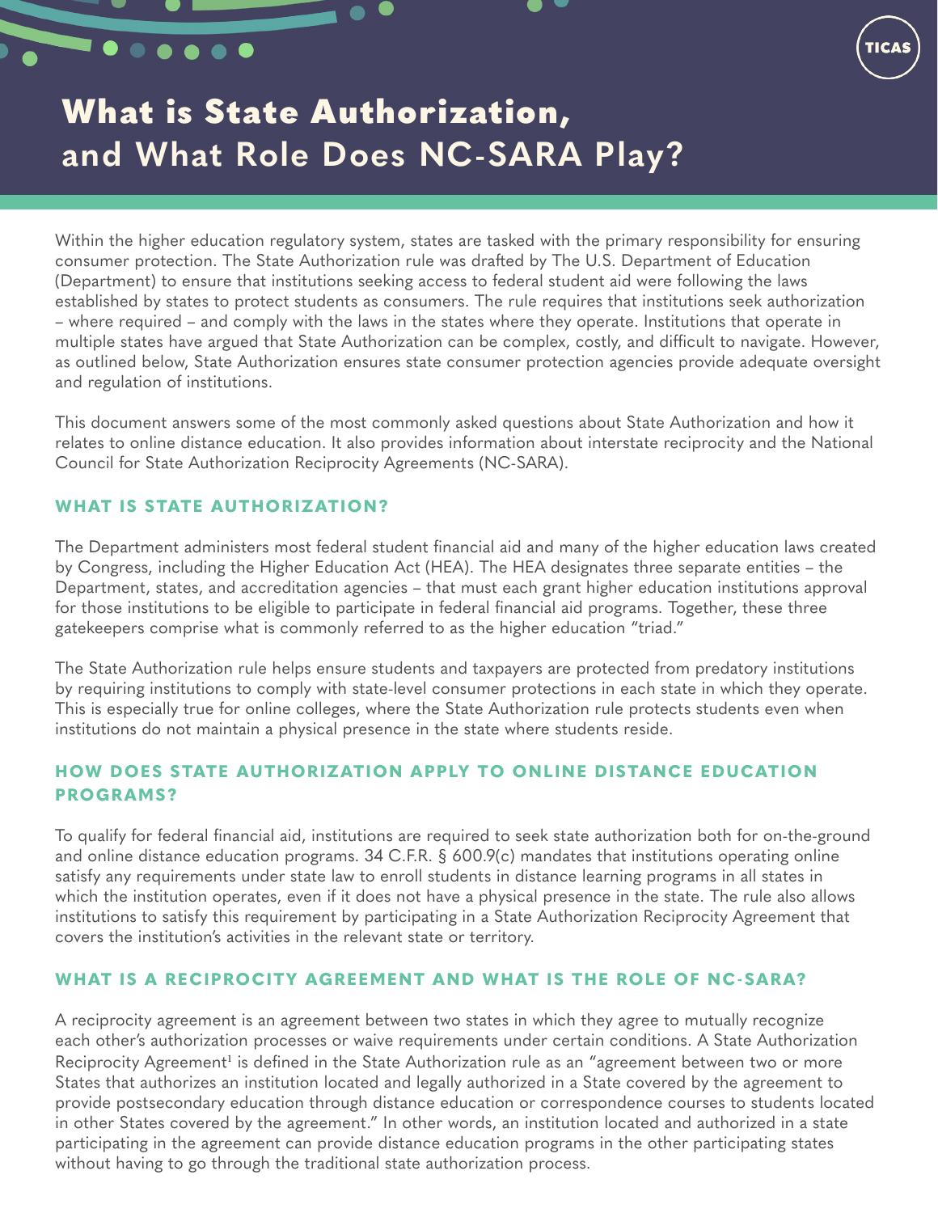# What is State Authorization, and What Role Does NC-SARA Play?

Within the higher education regulatory system, states are tasked with the primary responsibility for ensuring consumer protection. The State Authorization rule was drafted by The U.S. Department of Education (Department) to ensure that institutions seeking access to federal student aid were following the laws established by states to protect students as consumers. The rule requires that institutions seek authorization – where required – and comply with the laws in the states where they operate. Institutions that operate in multiple states have argued that State Authorization can be complex, costly, and difficult to navigate. However, as outlined below, State Authorization ensures state consumer protection agencies provide adequate oversight and regulation of institutions.

This document answers some of the most commonly asked questions about State Authorization and how it relates to online distance education. It also provides information about interstate reciprocity and the National Council for State Authorization Reciprocity Agreements (NC-SARA).

## WHAT IS STATE AUTHORIZATION?

The Department administers most federal student financial aid and many of the higher education laws created by Congress, including the Higher Education Act (HEA). The HEA designates three separate entities – the Department, states, and accreditation agencies – that must each grant higher education institutions approval for those institutions to be eligible to participate in federal financial aid programs. Together, these three gatekeepers comprise what is commonly referred to as the higher education "triad."

The State Authorization rule helps ensure students and taxpayers are protected from predatory institutions by requiring institutions to comply with state-level consumer protections in each state in which they operate. This is especially true for online colleges, where the State Authorization rule protects students even when institutions do not maintain a physical presence in the state where students reside.

## HOW DOES STATE AUTHORIZATION APPLY TO ONLINE DISTANCE EDUCATION PROGRAMS?

To qualify for federal financial aid, institutions are required to seek state authorization both for on-the-ground and online distance education programs. 34 C.F.R. § 600.9(c) mandates that institutions operating online satisfy any requirements under state law to enroll students in distance learning programs in all states in which the institution operates, even if it does not have a physical presence in the state. The rule also allows institutions to satisfy this requirement by participating in a State Authorization Reciprocity Agreement that covers the institution's activities in the relevant state or territory.

## WHAT IS A RECIPROCITY AGREEMENT AND WHAT IS THE ROLE OF NC-SARA?

A reciprocity agreement is an agreement between two states in which they agree to mutually recognize each other's authorization processes or waive requirements under certain conditions. A State Authorization Reciprocity Agreement[1] is defined in the State Authorization rule as an "agreement between two or more States that authorizes an institution located and legally authorized in a State covered by the agreement to provide postsecondary education through distance education or correspondence courses to students located in other States covered by the agreement." In other words, an institution located and authorized in a state participating in the agreement can provide distance education programs in the other participating states without having to go through the traditional state authorization process.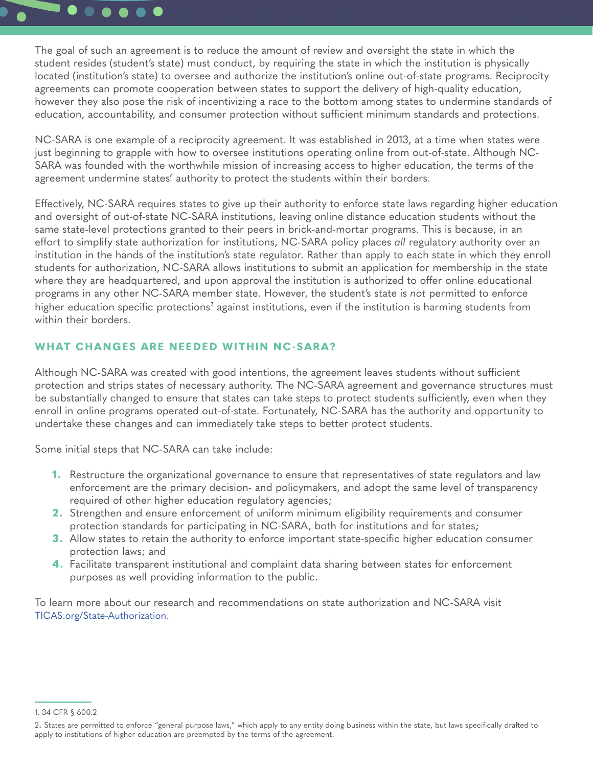The goal of such an agreement is to reduce the amount of review and oversight the state in which the student resides (student's state) must conduct, by requiring the state in which the institution is physically located (institution's state) to oversee and authorize the institution's online out-of-state programs. Reciprocity agreements can promote cooperation between states to support the delivery of high-quality education, however they also pose the risk of incentivizing a race to the bottom among states to undermine standards of education, accountability, and consumer protection without sufficient minimum standards and protections.

NC-SARA is one example of a reciprocity agreement. It was established in 2013, at a time when states were just beginning to grapple with how to oversee institutions operating online from out-of-state. Although NC-SARA was founded with the worthwhile mission of increasing access to higher education, the terms of the agreement undermine states' authority to protect the students within their borders.

Effectively, NC-SARA requires states to give up their authority to enforce state laws regarding higher education and oversight of out-of-state NC-SARA institutions, leaving online distance education students without the same state-level protections granted to their peers in brick-and-mortar programs. This is because, in an effort to simplify state authorization for institutions, NC-SARA policy places *all* regulatory authority over an institution in the hands of the institution's state regulator. Rather than apply to each state in which they enroll students for authorization, NC-SARA allows institutions to submit an application for membership in the state where they are headquartered, and upon approval the institution is authorized to offer online educational programs in any other NC-SARA member state. However, the student's state is *not* permitted to enforce higher education specific protections[2] against institutions, even if the institution is harming students from within their borders.

## WHAT CHANGES ARE NEEDED WITHIN NC-SARA?

Although NC-SARA was created with good intentions, the agreement leaves students without sufficient protection and strips states of necessary authority. The NC-SARA agreement and governance structures must be substantially changed to ensure that states can take steps to protect students sufficiently, even when they enroll in online programs operated out-of-state. Fortunately, NC-SARA has the authority and opportunity to undertake these changes and can immediately take steps to better protect students.

Some initial steps that NC-SARA can take include:

1. Restructure the organizational governance to ensure that representatives of state regulators and law enforcement are the primary decision- and policymakers, and adopt the same level of transparency required of other higher education regulatory agencies;
2. Strengthen and ensure enforcement of uniform minimum eligibility requirements and consumer protection standards for participating in NC-SARA, both for institutions and for states;
3. Allow states to retain the authority to enforce important state-specific higher education consumer protection laws; and
4. Facilitate transparent institutional and complaint data sharing between states for enforcement purposes as well providing information to the public.

To learn more about our research and recommendations on state authorization and NC-SARA visit [TICAS.org/State-Authorization](TICAS.org/State-Authorization).

---

1. 34 CFR § 600.2

2. States are permitted to enforce "general purpose laws," which apply to any entity doing business within the state, but laws specifically drafted to apply to institutions of higher education are preempted by the terms of the agreement.